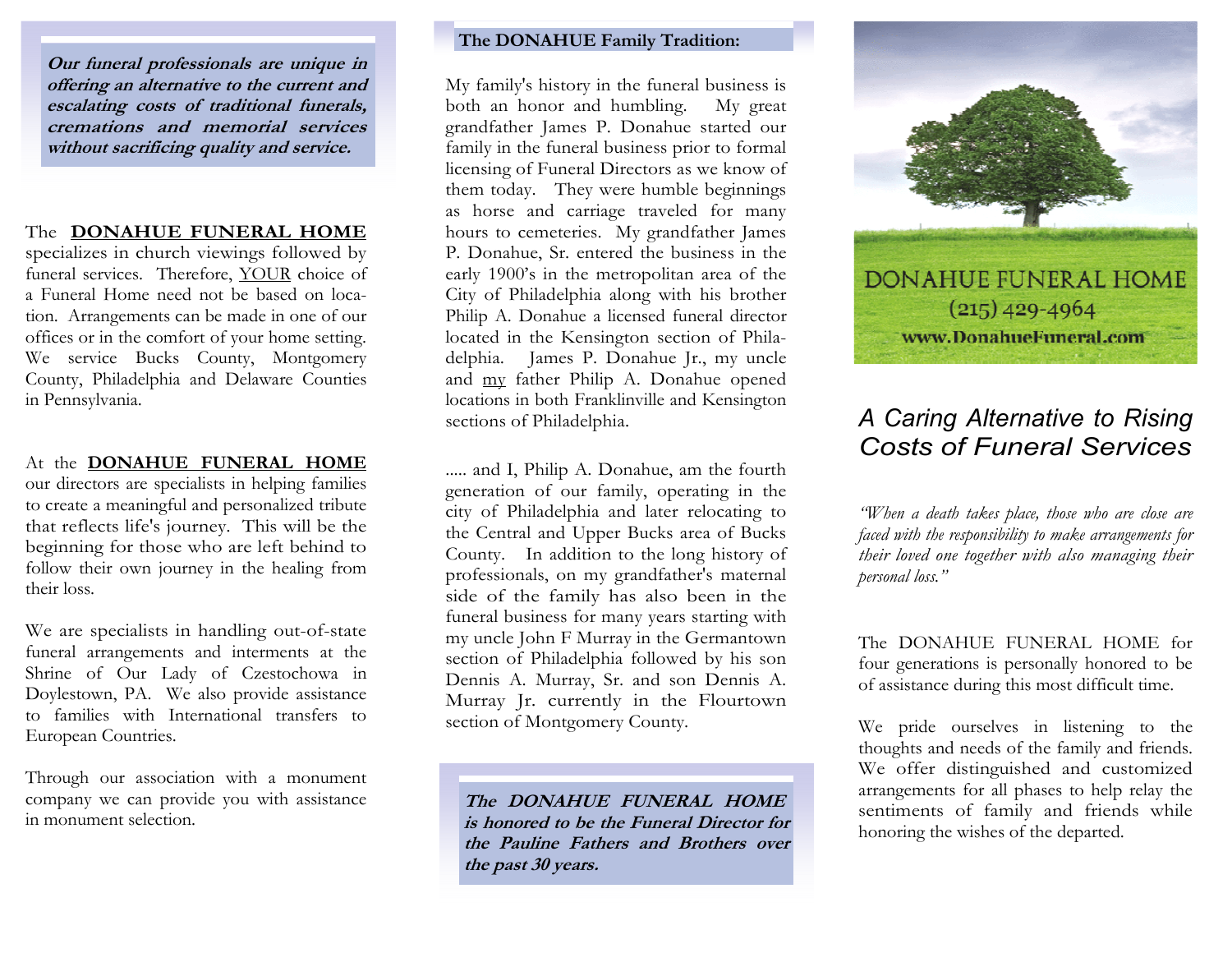***Our funeral professionals are unique in offering an alternative to the current and escalating costs of traditional funerals, cremations and memorial services without sacrificing quality and service.***

The **DONAHUE FUNERAL HOME** specializes in church viewings followed by funeral services. Therefore, YOUR choice of a Funeral Home need not be based on location. Arrangements can be made in one of our offices or in the comfort of your home setting. We service Bucks County, Montgomery County, Philadelphia and Delaware Counties in Pennsylvania.

At the **DONAHUE FUNERAL HOME** our directors are specialists in helping families to create a meaningful and personalized tribute that reflects life's journey. This will be the beginning for those who are left behind to follow their own journey in the healing from their loss.

We are specialists in handling out-of-state funeral arrangements and interments at the Shrine of Our Lady of Czestochowa in Doylestown, PA. We also provide assistance to families with International transfers to European Countries.

Through our association with a monument company we can provide you with assistance in monument selection.

## The DONAHUE Family Tradition:

My family's history in the funeral business is both an honor and humbling. My great grandfather James P. Donahue started our family in the funeral business prior to formal licensing of Funeral Directors as we know of them today. They were humble beginnings as horse and carriage traveled for many hours to cemeteries. My grandfather James P. Donahue, Sr. entered the business in the early 1900's in the metropolitan area of the City of Philadelphia along with his brother Philip A. Donahue a licensed funeral director located in the Kensington section of Philadelphia. James P. Donahue Jr., my uncle and my father Philip A. Donahue opened locations in both Franklinville and Kensington sections of Philadelphia.

..... and I, Philip A. Donahue, am the fourth generation of our family, operating in the city of Philadelphia and later relocating to the Central and Upper Bucks area of Bucks County. In addition to the long history of professionals, on my grandfather's maternal side of the family has also been in the funeral business for many years starting with my uncle John F Murray in the Germantown section of Philadelphia followed by his son Dennis A. Murray, Sr. and son Dennis A. Murray Jr. currently in the Flourtown section of Montgomery County.

***The DONAHUE FUNERAL HOME is honored to be the Funeral Director for the Pauline Fathers and Brothers over the past 30 years.***

DONAHUE FUNERAL HOME
(215) 429-4964
www.DonahueFuneral.com

# A Caring Alternative to Rising Costs of Funeral Services

*"When a death takes place, those who are close are faced with the responsibility to make arrangements for their loved one together with also managing their personal loss."*

The DONAHUE FUNERAL HOME for four generations is personally honored to be of assistance during this most difficult time.

We pride ourselves in listening to the thoughts and needs of the family and friends. We offer distinguished and customized arrangements for all phases to help relay the sentiments of family and friends while honoring the wishes of the departed.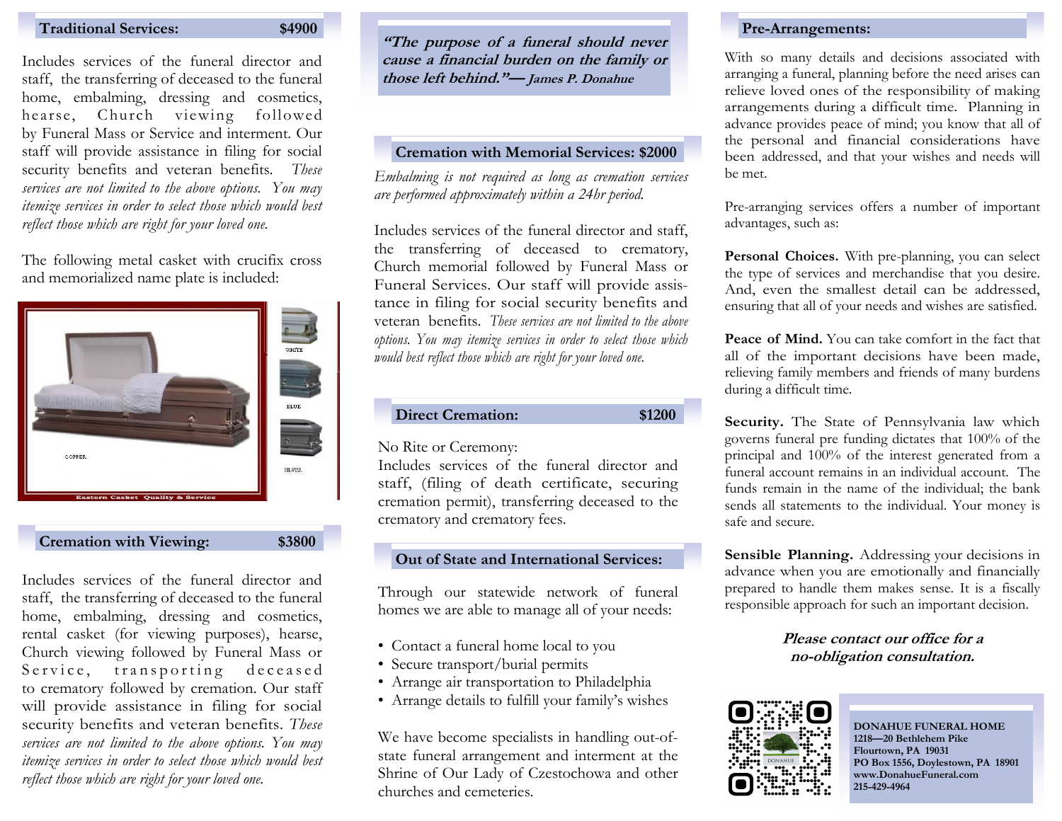## Traditional Services: $4900

Includes services of the funeral director and staff, the transferring of deceased to the funeral home, embalming, dressing and cosmetics, hearse, Church viewing followed by Funeral Mass or Service and interment. Our staff will provide assistance in filing for social security benefits and veteran benefits. *These services are not limited to the above options. You may itemize services in order to select those which would best reflect those which are right for your loved one.*

The following metal casket with crucifix cross and memorialized name plate is included:

COPPER

WHITE

BLUE

SILVER

Eastern Casket Quality & Service

## Cremation with Viewing: $3800

Includes services of the funeral director and staff, the transferring of deceased to the funeral home, embalming, dressing and cosmetics, rental casket (for viewing purposes), hearse, Church viewing followed by Funeral Mass or Service, transporting deceased to crematory followed by cremation. Our staff will provide assistance in filing for social security benefits and veteran benefits. *These services are not limited to the above options. You may itemize services in order to select those which would best reflect those which are right for your loved one.*

***"The purpose of a funeral should never cause a financial burden on the family or those left behind."— James P. Donahue***

## Cremation with Memorial Services: $2000

*Embalming is not required as long as cremation services are performed approximately within a 24hr period.*

Includes services of the funeral director and staff, the transferring of deceased to crematory, Church memorial followed by Funeral Mass or Funeral Services. Our staff will provide assistance in filing for social security benefits and veteran benefits. *These services are not limited to the above options. You may itemize services in order to select those which would best reflect those which are right for your loved one.*

## Direct Cremation: $1200

No Rite or Ceremony:
Includes services of the funeral director and staff, (filing of death certificate, securing cremation permit), transferring deceased to the crematory and crematory fees.

## Out of State and International Services:

Through our statewide network of funeral homes we are able to manage all of your needs:

- Contact a funeral home local to you
- Secure transport/burial permits
- Arrange air transportation to Philadelphia
- Arrange details to fulfill your family's wishes

We have become specialists in handling out-of-state funeral arrangement and interment at the Shrine of Our Lady of Czestochowa and other churches and cemeteries.

## Pre-Arrangements:

With so many details and decisions associated with arranging a funeral, planning before the need arises can relieve loved ones of the responsibility of making arrangements during a difficult time. Planning in advance provides peace of mind; you know that all of the personal and financial considerations have been addressed, and that your wishes and needs will be met.

Pre-arranging services offers a number of important advantages, such as:

**Personal Choices.** With pre-planning, you can select the type of services and merchandise that you desire. And, even the smallest detail can be addressed, ensuring that all of your needs and wishes are satisfied.

**Peace of Mind.** You can take comfort in the fact that all of the important decisions have been made, relieving family members and friends of many burdens during a difficult time.

**Security.** The State of Pennsylvania law which governs funeral pre funding dictates that 100% of the principal and 100% of the interest generated from a funeral account remains in an individual account. The funds remain in the name of the individual; the bank sends all statements to the individual. Your money is safe and secure.

**Sensible Planning.** Addressing your decisions in advance when you are emotionally and financially prepared to handle them makes sense. It is a fiscally responsible approach for such an important decision.

***Please contact our office for a no-obligation consultation.***

DONAHUE

**DONAHUE FUNERAL HOME**
**1218—20 Bethlehem Pike**
**Flourtown, PA 19031**
**PO Box 1556, Doylestown, PA 18901**
**www.DonahueFuneral.com**
**215-429-4964**